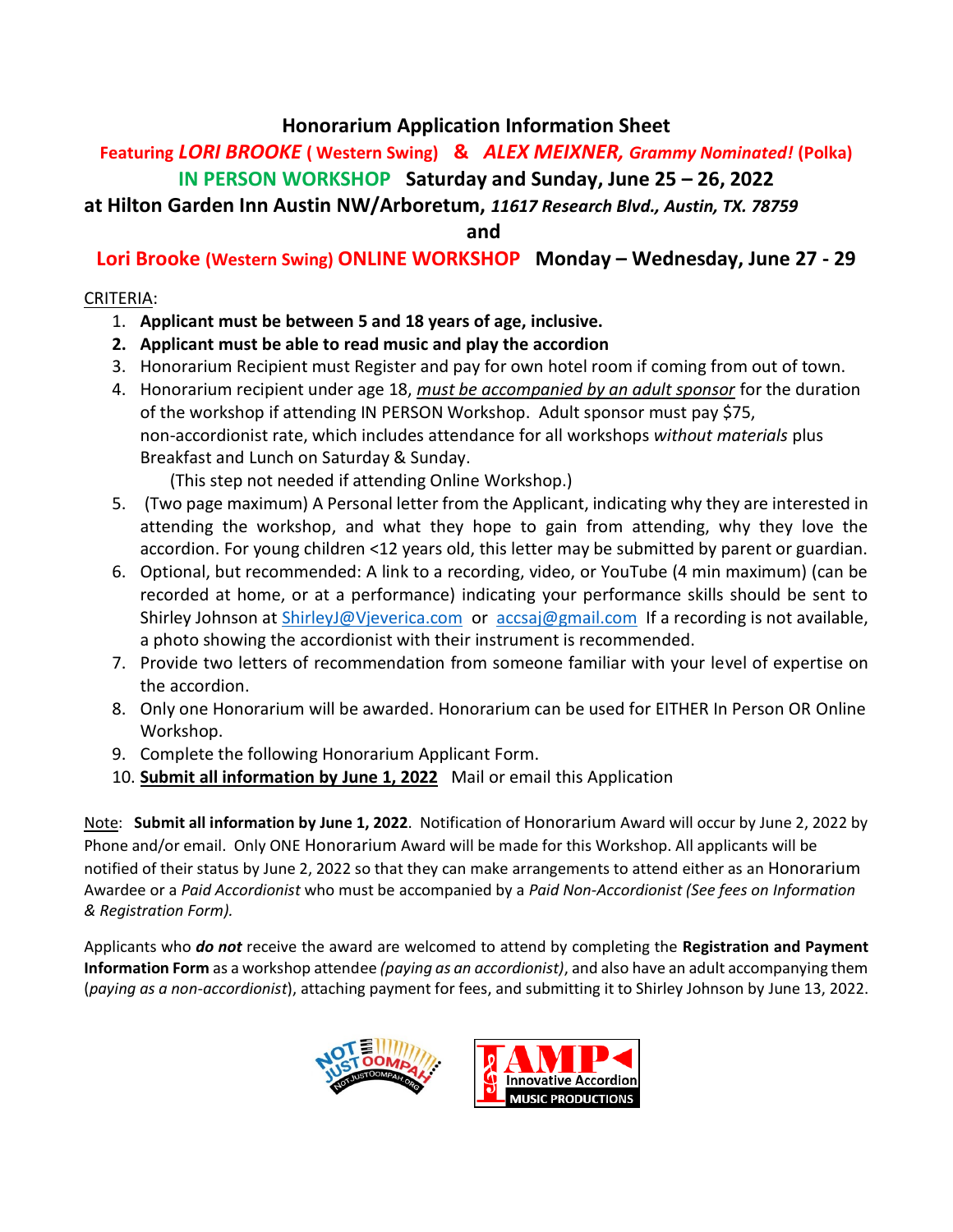# Honorarium Application Information Sheet

**Featuring *LORI BROOKE* ( Western Swing) & *ALEX MEIXNER, Grammy Nominated!* (Polka)**

**IN PERSON WORKSHOP Saturday and Sunday, June 25 – 26, 2022**

**at Hilton Garden Inn Austin NW/Arboretum, *11617 Research Blvd., Austin, TX. 78759***

**and**

**Lori Brooke (Western Swing) ONLINE WORKSHOP Monday – Wednesday, June 27 - 29**

CRITERIA:

1. **Applicant must be between 5 and 18 years of age, inclusive.**
2. **Applicant must be able to read music and play the accordion**
3. Honorarium Recipient must Register and pay for own hotel room if coming from out of town.
4. Honorarium recipient under age 18, ***must be accompanied by an adult sponsor*** for the duration of the workshop if attending IN PERSON Workshop. Adult sponsor must pay $75, non-accordionist rate, which includes attendance for all workshops *without materials* plus Breakfast and Lunch on Saturday & Sunday.
   (This step not needed if attending Online Workshop.)
5. (Two page maximum) A Personal letter from the Applicant, indicating why they are interested in attending the workshop, and what they hope to gain from attending, why they love the accordion. For young children <12 years old, this letter may be submitted by parent or guardian.
6. Optional, but recommended: A link to a recording, video, or YouTube (4 min maximum) (can be recorded at home, or at a performance) indicating your performance skills should be sent to Shirley Johnson at ShirleyJ@Vjeverica.com or accsaj@gmail.com If a recording is not available, a photo showing the accordionist with their instrument is recommended.
7. Provide two letters of recommendation from someone familiar with your level of expertise on the accordion.
8. Only one Honorarium will be awarded. Honorarium can be used for EITHER In Person OR Online Workshop.
9. Complete the following Honorarium Applicant Form.
10. **Submit all information by June 1, 2022** Mail or email this Application

Note: **Submit all information by June 1, 2022**. Notification of Honorarium Award will occur by June 2, 2022 by Phone and/or email. Only ONE Honorarium Award will be made for this Workshop. All applicants will be notified of their status by June 2, 2022 so that they can make arrangements to attend either as an Honorarium Awardee or a *Paid Accordionist* who must be accompanied by a *Paid Non-Accordionist (See fees on Information & Registration Form).*

Applicants who ***do not*** receive the award are welcomed to attend by completing the **Registration and Payment Information Form** as a workshop attendee *(paying as an accordionist)*, and also have an adult accompanying them (*paying as a non-accordionist*), attaching payment for fees, and submitting it to Shirley Johnson by June 13, 2022.

NOT JUST OOMPAH NOT-JUSTOOMPAH.ORG

IAMP Innovative Accordion MUSIC PRODUCTIONS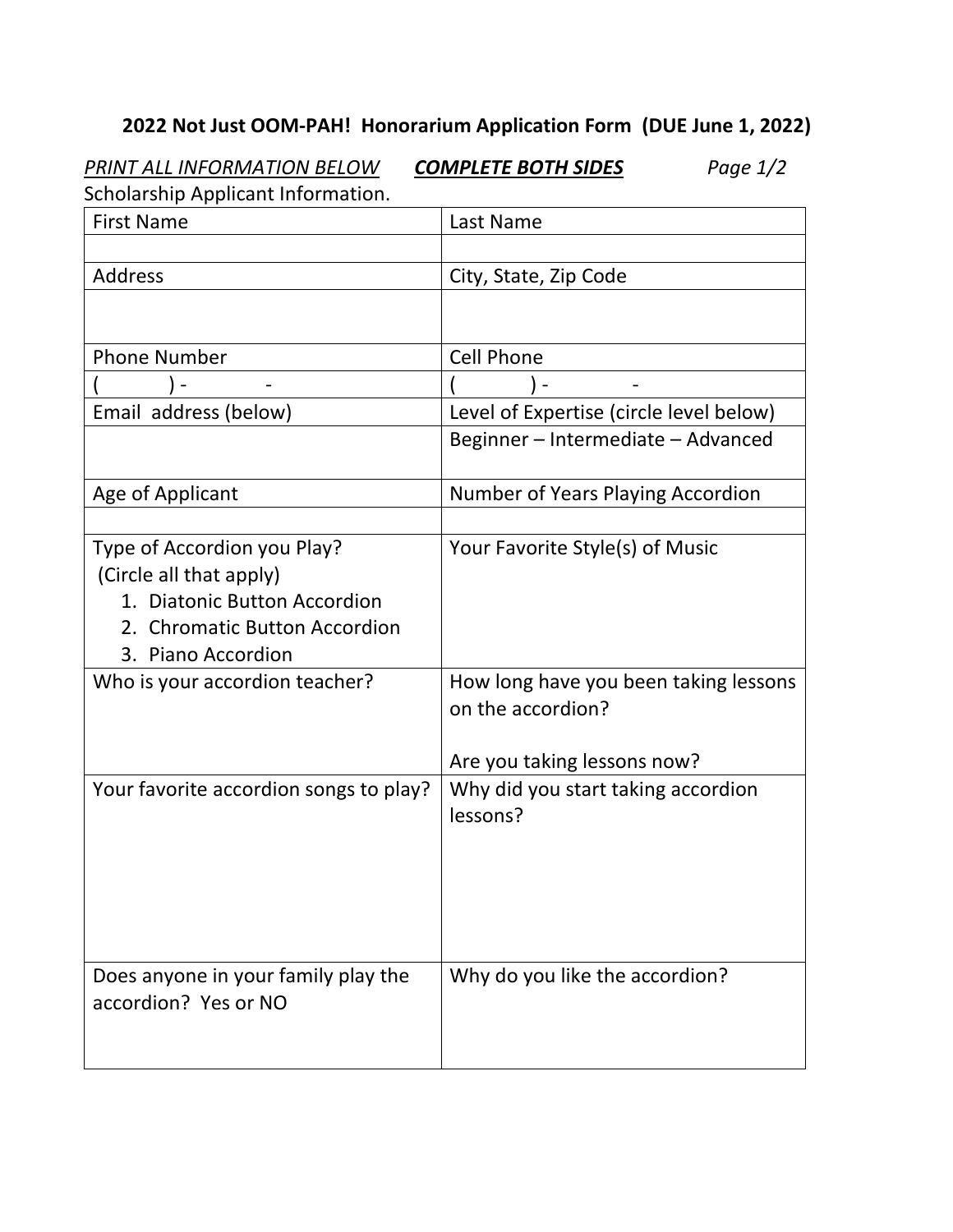**2022 Not Just OOM-PAH! Honorarium Application Form (DUE June 1, 2022)**

*PRINT ALL INFORMATION BELOW* ***COMPLETE BOTH SIDES*** *Page 1/2*

Scholarship Applicant Information.

| | |
|---|---|
| First Name | Last Name |
| | |
| Address | City, State, Zip Code |
| | |
| Phone Number | Cell Phone |
| ( ) - - | ( ) - - |
| Email address (below) | Level of Expertise (circle level below) |
| | Beginner – Intermediate – Advanced |
| Age of Applicant | Number of Years Playing Accordion |
| | |
| Type of Accordion you Play?<br>(Circle all that apply)<br>1. Diatonic Button Accordion<br>2. Chromatic Button Accordion<br>3. Piano Accordion | Your Favorite Style(s) of Music |
| Who is your accordion teacher? | How long have you been taking lessons on the accordion?<br><br>Are you taking lessons now? |
| Your favorite accordion songs to play? | Why did you start taking accordion lessons? |
| Does anyone in your family play the accordion? Yes or NO | Why do you like the accordion? |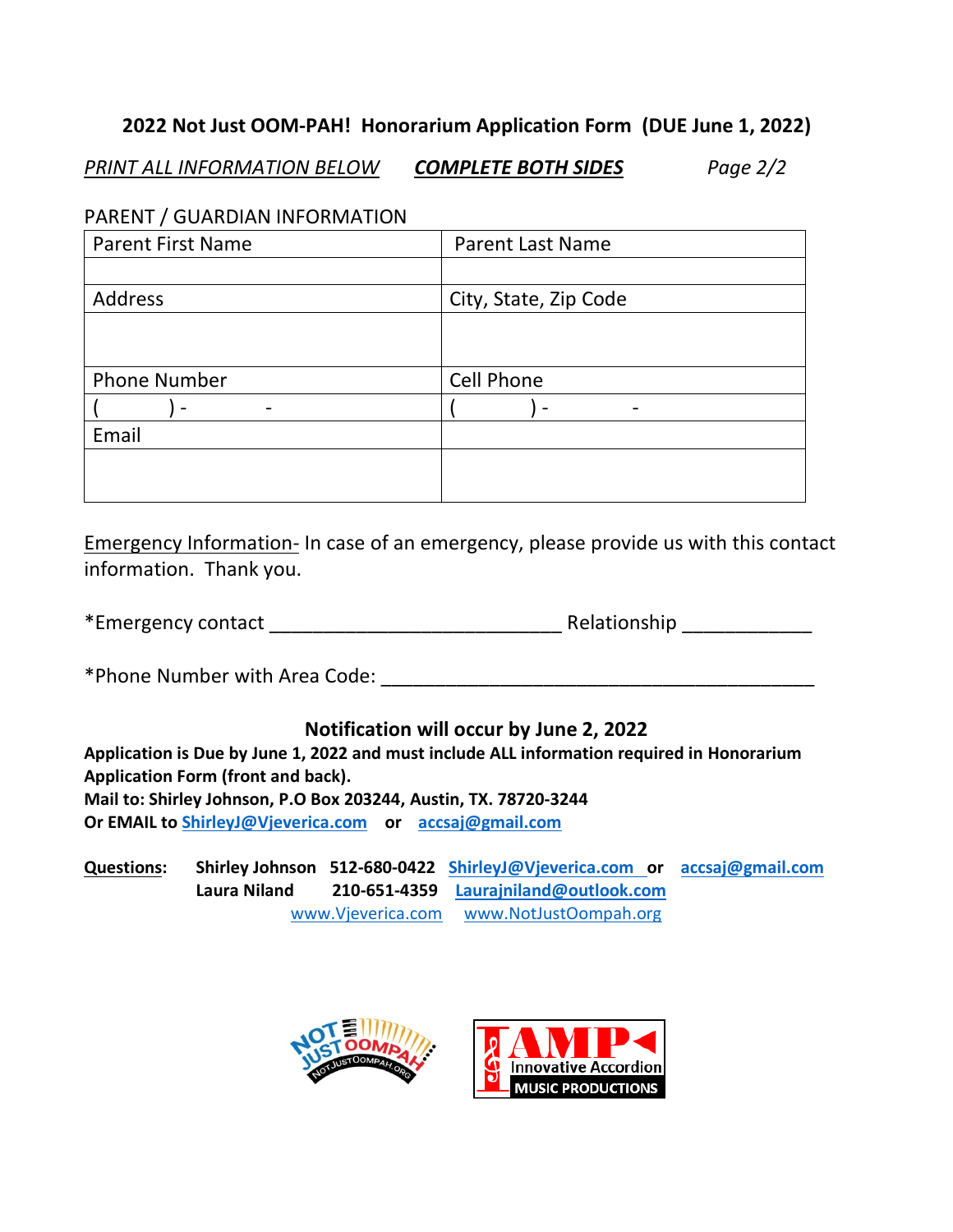**2022 Not Just OOM-PAH! Honorarium Application Form (DUE June 1, 2022)**

*PRINT ALL INFORMATION BELOW* ***COMPLETE BOTH SIDES*** *Page 2/2*

PARENT / GUARDIAN INFORMATION

| Parent First Name | Parent Last Name |
|---|---|
| | |
| Address | City, State, Zip Code |
| | |
| Phone Number | Cell Phone |
| (    ) -    - | (    ) -    - |
| Email | |
| | |

Emergency Information- In case of an emergency, please provide us with this contact information. Thank you.

*Emergency contact ___________________________ Relationship ____________

*Phone Number with Area Code: ________________________________________

**Notification will occur by June 2, 2022**

**Application is Due by June 1, 2022 and must include ALL information required in Honorarium Application Form (front and back).**
**Mail to: Shirley Johnson, P.O Box 203244, Austin, TX. 78720-3244**
**Or EMAIL to ShirleyJ@Vjeverica.com or accsaj@gmail.com**

**Questions:** **Shirley Johnson 512-680-0422 ShirleyJ@Vjeverica.com or accsaj@gmail.com**
**Laura Niland 210-651-4359 Laurajniland@outlook.com**
www.Vjeverica.com www.NotJustOompah.org

NOT JUST OOMPAH NOTJUSTOOMPAH.ORG

IAMP Innovative Accordion MUSIC PRODUCTIONS